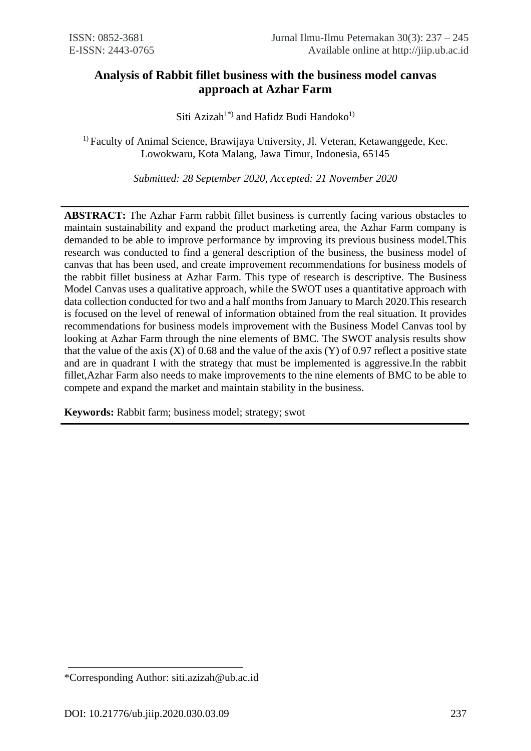# Analysis of Rabbit fillet business with the business model canvas approach at Azhar Farm

Siti Azizah[1*)] and Hafidz Budi Handoko[1)]

[1)] Faculty of Animal Science, Brawijaya University, Jl. Veteran, Ketawanggede, Kec. Lowokwaru, Kota Malang, Jawa Timur, Indonesia, 65145

*Submitted: 28 September 2020, Accepted: 21 November 2020*

---

**ABSTRACT:** The Azhar Farm rabbit fillet business is currently facing various obstacles to maintain sustainability and expand the product marketing area, the Azhar Farm company is demanded to be able to improve performance by improving its previous business model.This research was conducted to find a general description of the business, the business model of canvas that has been used, and create improvement recommendations for business models of the rabbit fillet business at Azhar Farm. This type of research is descriptive. The Business Model Canvas uses a qualitative approach, while the SWOT uses a quantitative approach with data collection conducted for two and a half months from January to March 2020.This research is focused on the level of renewal of information obtained from the real situation. It provides recommendations for business models improvement with the Business Model Canvas tool by looking at Azhar Farm through the nine elements of BMC. The SWOT analysis results show that the value of the axis (X) of 0.68 and the value of the axis (Y) of 0.97 reflect a positive state and are in quadrant I with the strategy that must be implemented is aggressive.In the rabbit fillet,Azhar Farm also needs to make improvements to the nine elements of BMC to be able to compete and expand the market and maintain stability in the business.

**Keywords:** Rabbit farm; business model; strategy; swot

---

*Corresponding Author: siti.azizah@ub.ac.id

DOI: 10.21776/ub.jiip.2020.030.03.09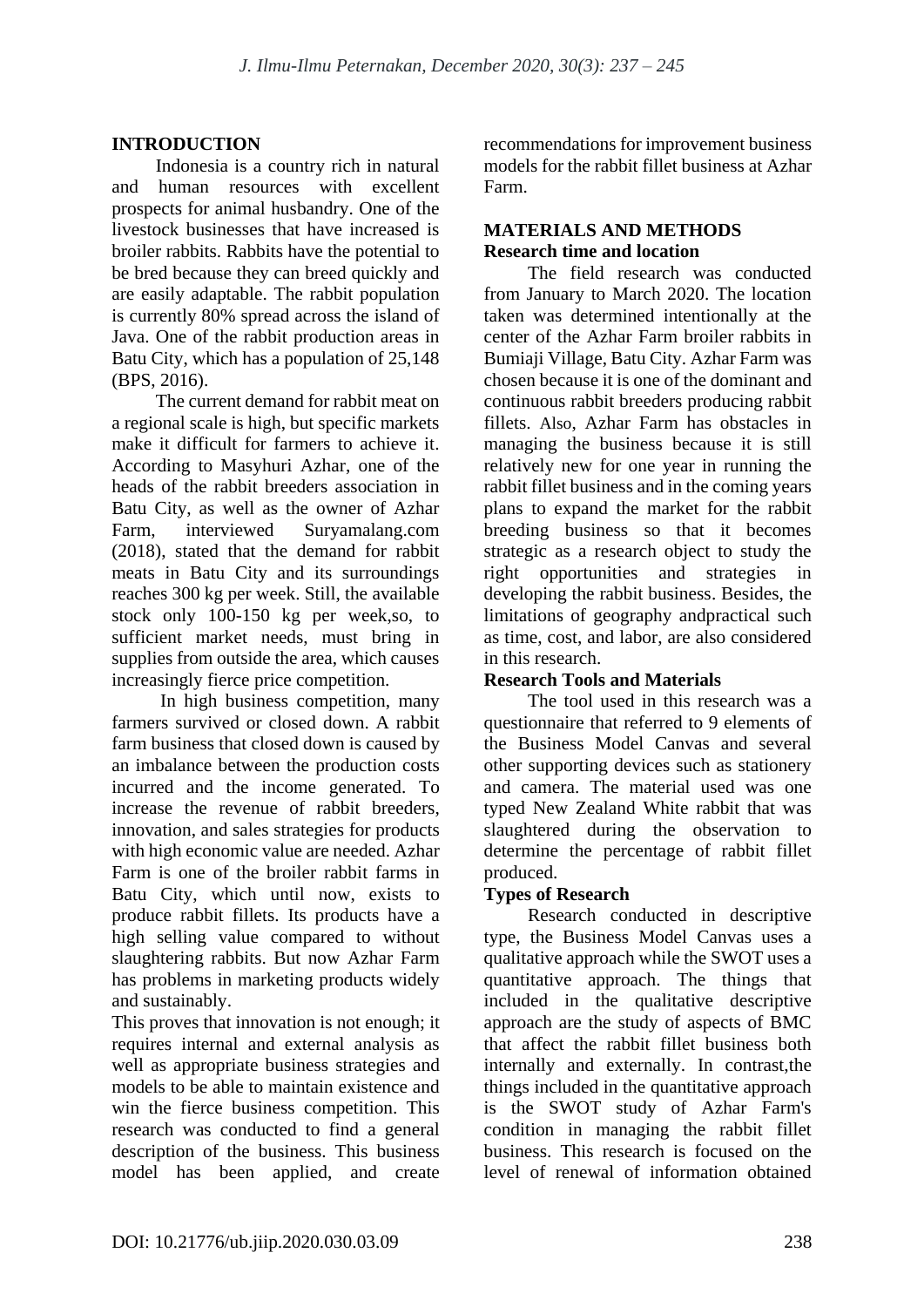## INTRODUCTION

Indonesia is a country rich in natural and human resources with excellent prospects for animal husbandry. One of the livestock businesses that have increased is broiler rabbits. Rabbits have the potential to be bred because they can breed quickly and are easily adaptable. The rabbit population is currently 80% spread across the island of Java. One of the rabbit production areas in Batu City, which has a population of 25,148 (BPS, 2016).

The current demand for rabbit meat on a regional scale is high, but specific markets make it difficult for farmers to achieve it. According to Masyhuri Azhar, one of the heads of the rabbit breeders association in Batu City, as well as the owner of Azhar Farm, interviewed Suryamalang.com (2018), stated that the demand for rabbit meats in Batu City and its surroundings reaches 300 kg per week. Still, the available stock only 100-150 kg per week,so, to sufficient market needs, must bring in supplies from outside the area, which causes increasingly fierce price competition.

In high business competition, many farmers survived or closed down. A rabbit farm business that closed down is caused by an imbalance between the production costs incurred and the income generated. To increase the revenue of rabbit breeders, innovation, and sales strategies for products with high economic value are needed. Azhar Farm is one of the broiler rabbit farms in Batu City, which until now, exists to produce rabbit fillets. Its products have a high selling value compared to without slaughtering rabbits. But now Azhar Farm has problems in marketing products widely and sustainably.

This proves that innovation is not enough; it requires internal and external analysis as well as appropriate business strategies and models to be able to maintain existence and win the fierce business competition. This research was conducted to find a general description of the business. This business model has been applied, and create recommendations for improvement business models for the rabbit fillet business at Azhar Farm.

## MATERIALS AND METHODS

### Research time and location

The field research was conducted from January to March 2020. The location taken was determined intentionally at the center of the Azhar Farm broiler rabbits in Bumiaji Village, Batu City. Azhar Farm was chosen because it is one of the dominant and continuous rabbit breeders producing rabbit fillets. Also, Azhar Farm has obstacles in managing the business because it is still relatively new for one year in running the rabbit fillet business and in the coming years plans to expand the market for the rabbit breeding business so that it becomes strategic as a research object to study the right opportunities and strategies in developing the rabbit business. Besides, the limitations of geography andpractical such as time, cost, and labor, are also considered in this research.

### Research Tools and Materials

The tool used in this research was a questionnaire that referred to 9 elements of the Business Model Canvas and several other supporting devices such as stationery and camera. The material used was one typed New Zealand White rabbit that was slaughtered during the observation to determine the percentage of rabbit fillet produced.

### Types of Research

Research conducted in descriptive type, the Business Model Canvas uses a qualitative approach while the SWOT uses a quantitative approach. The things that included in the qualitative descriptive approach are the study of aspects of BMC that affect the rabbit fillet business both internally and externally. In contrast,the things included in the quantitative approach is the SWOT study of Azhar Farm's condition in managing the rabbit fillet business. This research is focused on the level of renewal of information obtained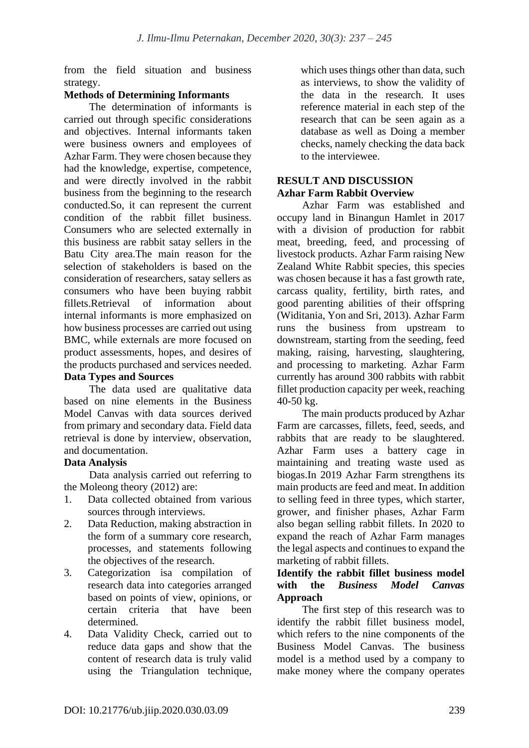from the field situation and business strategy.

**Methods of Determining Informants**

The determination of informants is carried out through specific considerations and objectives. Internal informants taken were business owners and employees of Azhar Farm. They were chosen because they had the knowledge, expertise, competence, and were directly involved in the rabbit business from the beginning to the research conducted.So, it can represent the current condition of the rabbit fillet business. Consumers who are selected externally in this business are rabbit satay sellers in the Batu City area.The main reason for the selection of stakeholders is based on the consideration of researchers, satay sellers as consumers who have been buying rabbit fillets.Retrieval of information about internal informants is more emphasized on how business processes are carried out using BMC, while externals are more focused on product assessments, hopes, and desires of the products purchased and services needed.

**Data Types and Sources**

The data used are qualitative data based on nine elements in the Business Model Canvas with data sources derived from primary and secondary data. Field data retrieval is done by interview, observation, and documentation.

**Data Analysis**

Data analysis carried out referring to the Moleong theory (2012) are:

1. Data collected obtained from various sources through interviews.
2. Data Reduction, making abstraction in the form of a summary core research, processes, and statements following the objectives of the research.
3. Categorization isa compilation of research data into categories arranged based on points of view, opinions, or certain criteria that have been determined.
4. Data Validity Check, carried out to reduce data gaps and show that the content of research data is truly valid using the Triangulation technique, which uses things other than data, such as interviews, to show the validity of the data in the research. It uses reference material in each step of the research that can be seen again as a database as well as Doing a member checks, namely checking the data back to the interviewee.

## RESULT AND DISCUSSION

**Azhar Farm Rabbit Overview**

Azhar Farm was established and occupy land in Binangun Hamlet in 2017 with a division of production for rabbit meat, breeding, feed, and processing of livestock products. Azhar Farm raising New Zealand White Rabbit species, this species was chosen because it has a fast growth rate, carcass quality, fertility, birth rates, and good parenting abilities of their offspring (Widitania, Yon and Sri, 2013). Azhar Farm runs the business from upstream to downstream, starting from the seeding, feed making, raising, harvesting, slaughtering, and processing to marketing. Azhar Farm currently has around 300 rabbits with rabbit fillet production capacity per week, reaching 40-50 kg.

The main products produced by Azhar Farm are carcasses, fillets, feed, seeds, and rabbits that are ready to be slaughtered. Azhar Farm uses a battery cage in maintaining and treating waste used as biogas.In 2019 Azhar Farm strengthens its main products are feed and meat. In addition to selling feed in three types, which starter, grower, and finisher phases, Azhar Farm also began selling rabbit fillets. In 2020 to expand the reach of Azhar Farm manages the legal aspects and continues to expand the marketing of rabbit fillets.

**Identify the rabbit fillet business model with the *Business Model Canvas* Approach**

The first step of this research was to identify the rabbit fillet business model, which refers to the nine components of the Business Model Canvas. The business model is a method used by a company to make money where the company operates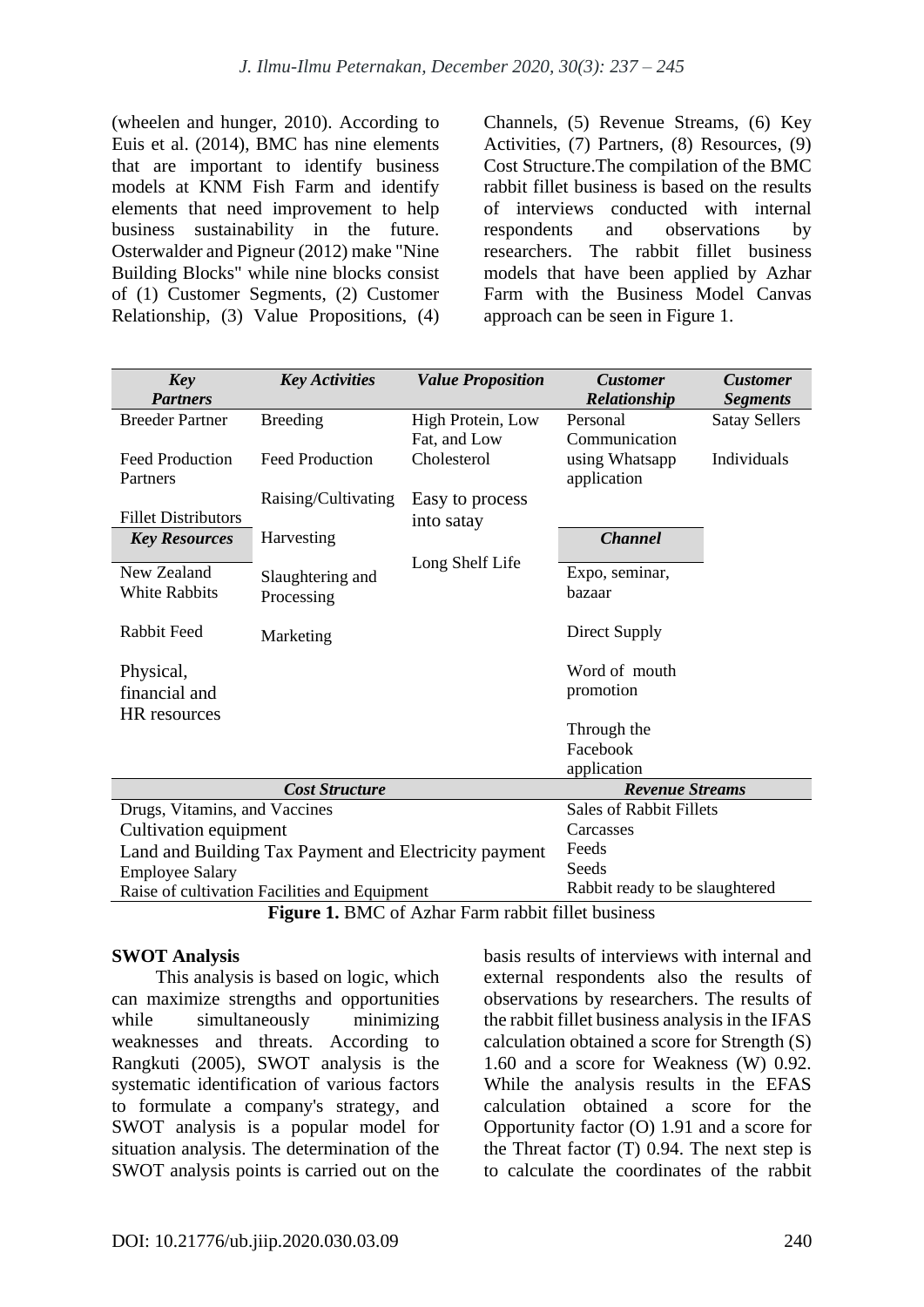(wheelen and hunger, 2010). According to Euis et al. (2014), BMC has nine elements that are important to identify business models at KNM Fish Farm and identify elements that need improvement to help business sustainability in the future. Osterwalder and Pigneur (2012) make "Nine Building Blocks" while nine blocks consist of (1) Customer Segments, (2) Customer Relationship, (3) Value Propositions, (4) Channels, (5) Revenue Streams, (6) Key Activities, (7) Partners, (8) Resources, (9) Cost Structure.The compilation of the BMC rabbit fillet business is based on the results of interviews conducted with internal respondents and observations by researchers. The rabbit fillet business models that have been applied by Azhar Farm with the Business Model Canvas approach can be seen in Figure 1.

| ***Key Partners*** | ***Key Activities*** | ***Value Proposition*** | ***Customer Relationship*** | ***Customer Segments*** |
|---|---|---|---|---|
| Breeder Partner | Breeding | High Protein, Low Fat, and Low Cholesterol | Personal Communication using Whatsapp application | Satay Sellers |
| Feed Production Partners | Feed Production | | | Individuals |
| Fillet Distributors | Raising/Cultivating | Easy to process into satay | | |
| ***Key Resources*** | Harvesting | | ***Channel*** | |
| New Zealand White Rabbits | Slaughtering and Processing | Long Shelf Life | Expo, seminar, bazaar | |
| Rabbit Feed | Marketing | | Direct Supply | |
| Physical, financial and HR resources | | | Word of mouth promotion | |
| | | | Through the Facebook application | |
| ***Cost Structure*** | | | ***Revenue Streams*** | |
| Drugs, Vitamins, and Vaccines | | | Sales of Rabbit Fillets | |
| Cultivation equipment | | | Carcasses | |
| Land and Building Tax Payment and Electricity payment | | | Feeds | |
| Employee Salary | | | Seeds | |
| Raise of cultivation Facilities and Equipment | | | Rabbit ready to be slaughtered | |

**Figure 1.** BMC of Azhar Farm rabbit fillet business

**SWOT Analysis**

This analysis is based on logic, which can maximize strengths and opportunities while simultaneously minimizing weaknesses and threats. According to Rangkuti (2005), SWOT analysis is the systematic identification of various factors to formulate a company's strategy, and SWOT analysis is a popular model for situation analysis. The determination of the SWOT analysis points is carried out on the basis results of interviews with internal and external respondents also the results of observations by researchers. The results of the rabbit fillet business analysis in the IFAS calculation obtained a score for Strength (S) 1.60 and a score for Weakness (W) 0.92. While the analysis results in the EFAS calculation obtained a score for the Opportunity factor (O) 1.91 and a score for the Threat factor (T) 0.94. The next step is to calculate the coordinates of the rabbit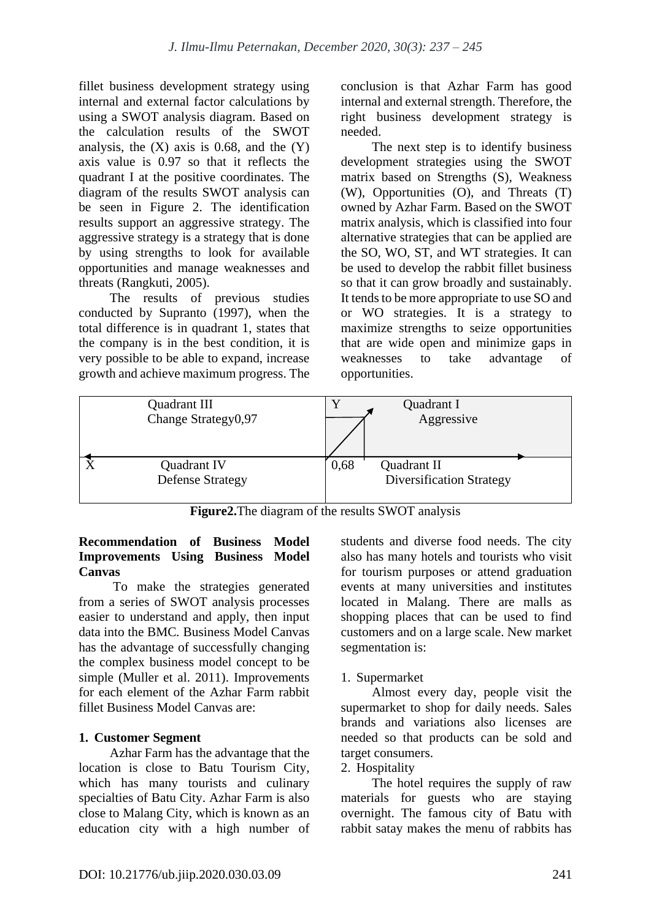fillet business development strategy using internal and external factor calculations by using a SWOT analysis diagram. Based on the calculation results of the SWOT analysis, the (X) axis is 0.68, and the (Y) axis value is 0.97 so that it reflects the quadrant I at the positive coordinates. The diagram of the results SWOT analysis can be seen in Figure 2. The identification results support an aggressive strategy. The aggressive strategy is a strategy that is done by using strengths to look for available opportunities and manage weaknesses and threats (Rangkuti, 2005).

The results of previous studies conducted by Supranto (1997), when the total difference is in quadrant 1, states that the company is in the best condition, it is very possible to be able to expand, increase growth and achieve maximum progress. The conclusion is that Azhar Farm has good internal and external strength. Therefore, the right business development strategy is needed.

The next step is to identify business development strategies using the SWOT matrix based on Strengths (S), Weakness (W), Opportunities (O), and Threats (T) owned by Azhar Farm. Based on the SWOT matrix analysis, which is classified into four alternative strategies that can be applied are the SO, WO, ST, and WT strategies. It can be used to develop the rabbit fillet business so that it can grow broadly and sustainably. It tends to be more appropriate to use SO and or WO strategies. It is a strategy to maximize strengths to seize opportunities that are wide open and minimize gaps in weaknesses to take advantage of opportunities.

| Quadrant III<br>Change Strategy0,97 | Y Quadrant I<br>Aggressive |
|---|---|
| X Quadrant IV<br>Defense Strategy | 0,68 Quadrant II<br>Diversification Strategy |

**Figure2.**The diagram of the results SWOT analysis

**Recommendation of Business Model Improvements Using Business Model Canvas**

To make the strategies generated from a series of SWOT analysis processes easier to understand and apply, then input data into the BMC. Business Model Canvas has the advantage of successfully changing the complex business model concept to be simple (Muller et al. 2011). Improvements for each element of the Azhar Farm rabbit fillet Business Model Canvas are:

**1. Customer Segment**

Azhar Farm has the advantage that the location is close to Batu Tourism City, which has many tourists and culinary specialties of Batu City. Azhar Farm is also close to Malang City, which is known as an education city with a high number of students and diverse food needs. The city also has many hotels and tourists who visit for tourism purposes or attend graduation events at many universities and institutes located in Malang. There are malls as shopping places that can be used to find customers and on a large scale. New market segmentation is:

1. Supermarket

Almost every day, people visit the supermarket to shop for daily needs. Sales brands and variations also licenses are needed so that products can be sold and target consumers.

2. Hospitality

The hotel requires the supply of raw materials for guests who are staying overnight. The famous city of Batu with rabbit satay makes the menu of rabbits has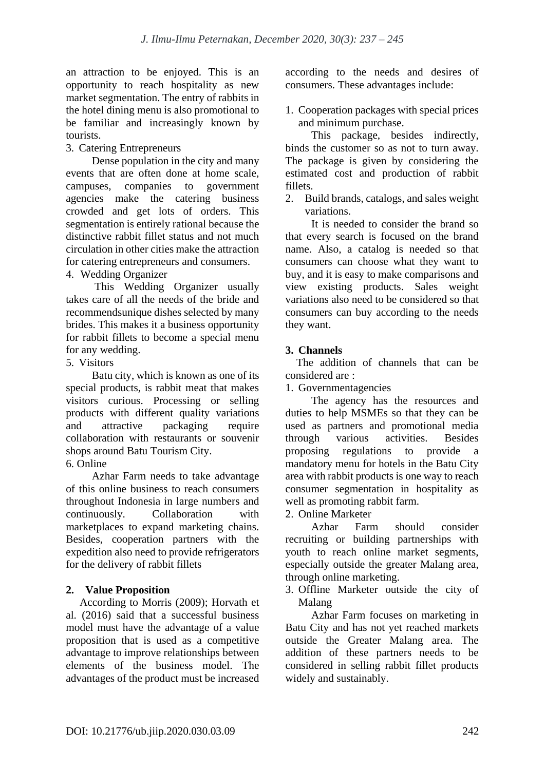an attraction to be enjoyed. This is an opportunity to reach hospitality as new market segmentation. The entry of rabbits in the hotel dining menu is also promotional to be familiar and increasingly known by tourists.

3. Catering Entrepreneurs

Dense population in the city and many events that are often done at home scale, campuses, companies to government agencies make the catering business crowded and get lots of orders. This segmentation is entirely rational because the distinctive rabbit fillet status and not much circulation in other cities make the attraction for catering entrepreneurs and consumers.

4. Wedding Organizer

This Wedding Organizer usually takes care of all the needs of the bride and recommendsunique dishes selected by many brides. This makes it a business opportunity for rabbit fillets to become a special menu for any wedding.

5. Visitors

Batu city, which is known as one of its special products, is rabbit meat that makes visitors curious. Processing or selling products with different quality variations and attractive packaging require collaboration with restaurants or souvenir shops around Batu Tourism City.

6. Online

Azhar Farm needs to take advantage of this online business to reach consumers throughout Indonesia in large numbers and continuously. Collaboration with marketplaces to expand marketing chains. Besides, cooperation partners with the expedition also need to provide refrigerators for the delivery of rabbit fillets

## 2. Value Proposition

According to Morris (2009); Horvath et al. (2016) said that a successful business model must have the advantage of a value proposition that is used as a competitive advantage to improve relationships between elements of the business model. The advantages of the product must be increased according to the needs and desires of consumers. These advantages include:

1. Cooperation packages with special prices and minimum purchase.

This package, besides indirectly, binds the customer so as not to turn away. The package is given by considering the estimated cost and production of rabbit fillets.

2. Build brands, catalogs, and sales weight variations.

It is needed to consider the brand so that every search is focused on the brand name. Also, a catalog is needed so that consumers can choose what they want to buy, and it is easy to make comparisons and view existing products. Sales weight variations also need to be considered so that consumers can buy according to the needs they want.

## 3. Channels

The addition of channels that can be considered are :

1. Governmentagencies

The agency has the resources and duties to help MSMEs so that they can be used as partners and promotional media through various activities. Besides proposing regulations to provide a mandatory menu for hotels in the Batu City area with rabbit products is one way to reach consumer segmentation in hospitality as well as promoting rabbit farm.

2. Online Marketer

Azhar Farm should consider recruiting or building partnerships with youth to reach online market segments, especially outside the greater Malang area, through online marketing.

3. Offline Marketer outside the city of Malang

Azhar Farm focuses on marketing in Batu City and has not yet reached markets outside the Greater Malang area. The addition of these partners needs to be considered in selling rabbit fillet products widely and sustainably.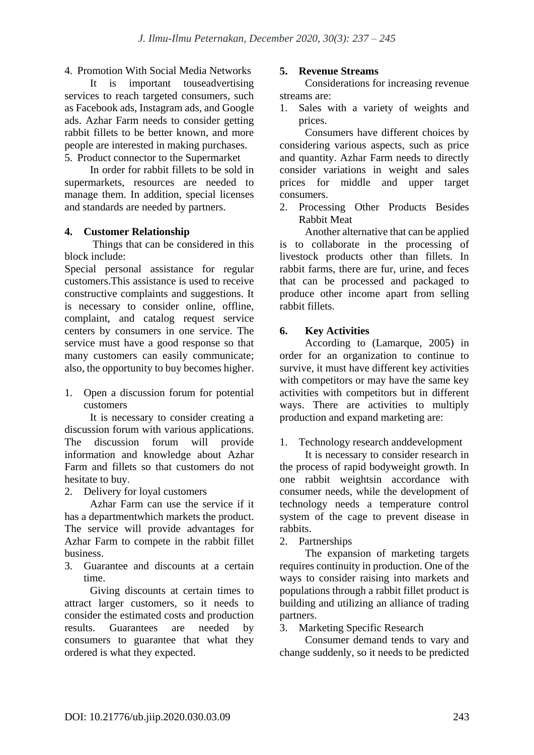4. Promotion With Social Media Networks

It is important touseadvertising services to reach targeted consumers, such as Facebook ads, Instagram ads, and Google ads. Azhar Farm needs to consider getting rabbit fillets to be better known, and more people are interested in making purchases.

5. Product connector to the Supermarket

In order for rabbit fillets to be sold in supermarkets, resources are needed to manage them. In addition, special licenses and standards are needed by partners.

## 4. Customer Relationship

Things that can be considered in this block include:

Special personal assistance for regular customers.This assistance is used to receive constructive complaints and suggestions. It is necessary to consider online, offline, complaint, and catalog request service centers by consumers in one service. The service must have a good response so that many customers can easily communicate; also, the opportunity to buy becomes higher.

1. Open a discussion forum for potential customers

It is necessary to consider creating a discussion forum with various applications. The discussion forum will provide information and knowledge about Azhar Farm and fillets so that customers do not hesitate to buy.

2. Delivery for loyal customers

Azhar Farm can use the service if it has a departmentwhich markets the product. The service will provide advantages for Azhar Farm to compete in the rabbit fillet business.

3. Guarantee and discounts at a certain time.

Giving discounts at certain times to attract larger customers, so it needs to consider the estimated costs and production results. Guarantees are needed by consumers to guarantee that what they ordered is what they expected.

## 5. Revenue Streams

Considerations for increasing revenue streams are:

1. Sales with a variety of weights and prices.

Consumers have different choices by considering various aspects, such as price and quantity. Azhar Farm needs to directly consider variations in weight and sales prices for middle and upper target consumers.

2. Processing Other Products Besides Rabbit Meat

Another alternative that can be applied is to collaborate in the processing of livestock products other than fillets. In rabbit farms, there are fur, urine, and feces that can be processed and packaged to produce other income apart from selling rabbit fillets.

## 6. Key Activities

According to (Lamarque, 2005) in order for an organization to continue to survive, it must have different key activities with competitors or may have the same key activities with competitors but in different ways. There are activities to multiply production and expand marketing are:

1. Technology research anddevelopment

It is necessary to consider research in the process of rapid bodyweight growth. In one rabbit weightsin accordance with consumer needs, while the development of technology needs a temperature control system of the cage to prevent disease in rabbits.

2. Partnerships

The expansion of marketing targets requires continuity in production. One of the ways to consider raising into markets and populations through a rabbit fillet product is building and utilizing an alliance of trading partners.

3. Marketing Specific Research

Consumer demand tends to vary and change suddenly, so it needs to be predicted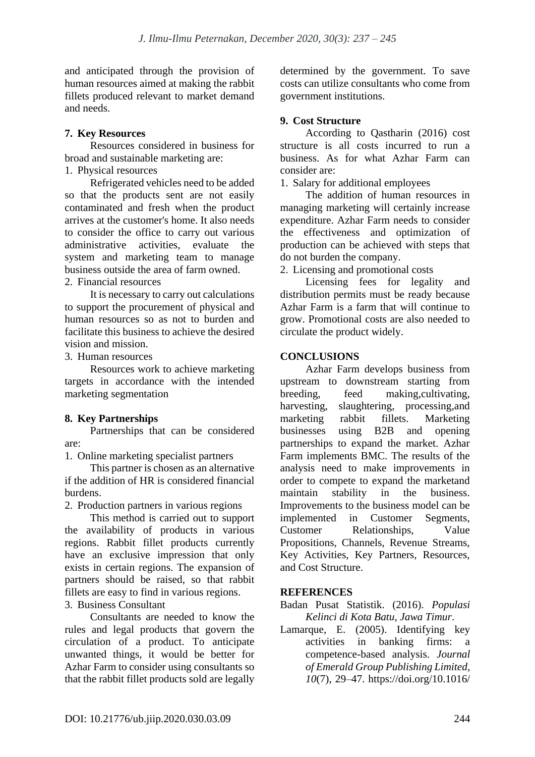and anticipated through the provision of human resources aimed at making the rabbit fillets produced relevant to market demand and needs.

### 7. Key Resources

Resources considered in business for broad and sustainable marketing are:

1. Physical resources

Refrigerated vehicles need to be added so that the products sent are not easily contaminated and fresh when the product arrives at the customer's home. It also needs to consider the office to carry out various administrative activities, evaluate the system and marketing team to manage business outside the area of farm owned.

2. Financial resources

It is necessary to carry out calculations to support the procurement of physical and human resources so as not to burden and facilitate this business to achieve the desired vision and mission.

3. Human resources

Resources work to achieve marketing targets in accordance with the intended marketing segmentation

### 8. Key Partnerships

Partnerships that can be considered are:

1. Online marketing specialist partners

This partner is chosen as an alternative if the addition of HR is considered financial burdens.

2. Production partners in various regions

This method is carried out to support the availability of products in various regions. Rabbit fillet products currently have an exclusive impression that only exists in certain regions. The expansion of partners should be raised, so that rabbit fillets are easy to find in various regions.

3. Business Consultant

Consultants are needed to know the rules and legal products that govern the circulation of a product. To anticipate unwanted things, it would be better for Azhar Farm to consider using consultants so that the rabbit fillet products sold are legally determined by the government. To save costs can utilize consultants who come from government institutions.

### 9. Cost Structure

According to Qastharin (2016) cost structure is all costs incurred to run a business. As for what Azhar Farm can consider are:

1. Salary for additional employees

The addition of human resources in managing marketing will certainly increase expenditure. Azhar Farm needs to consider the effectiveness and optimization of production can be achieved with steps that do not burden the company.

2. Licensing and promotional costs

Licensing fees for legality and distribution permits must be ready because Azhar Farm is a farm that will continue to grow. Promotional costs are also needed to circulate the product widely.

## CONCLUSIONS

Azhar Farm develops business from upstream to downstream starting from breeding, feed making,cultivating, harvesting, slaughtering, processing,and marketing rabbit fillets. Marketing businesses using B2B and opening partnerships to expand the market. Azhar Farm implements BMC. The results of the analysis need to make improvements in order to compete to expand the marketand maintain stability in the business. Improvements to the business model can be implemented in Customer Segments, Customer Relationships, Value Propositions, Channels, Revenue Streams, Key Activities, Key Partners, Resources, and Cost Structure.

## REFERENCES

Badan Pusat Statistik. (2016). *Populasi Kelinci di Kota Batu, Jawa Timur*.

Lamarque, E. (2005). Identifying key activities in banking firms: a competence-based analysis. *Journal of Emerald Group Publishing Limited*, *10*(7), 29–47. https://doi.org/10.1016/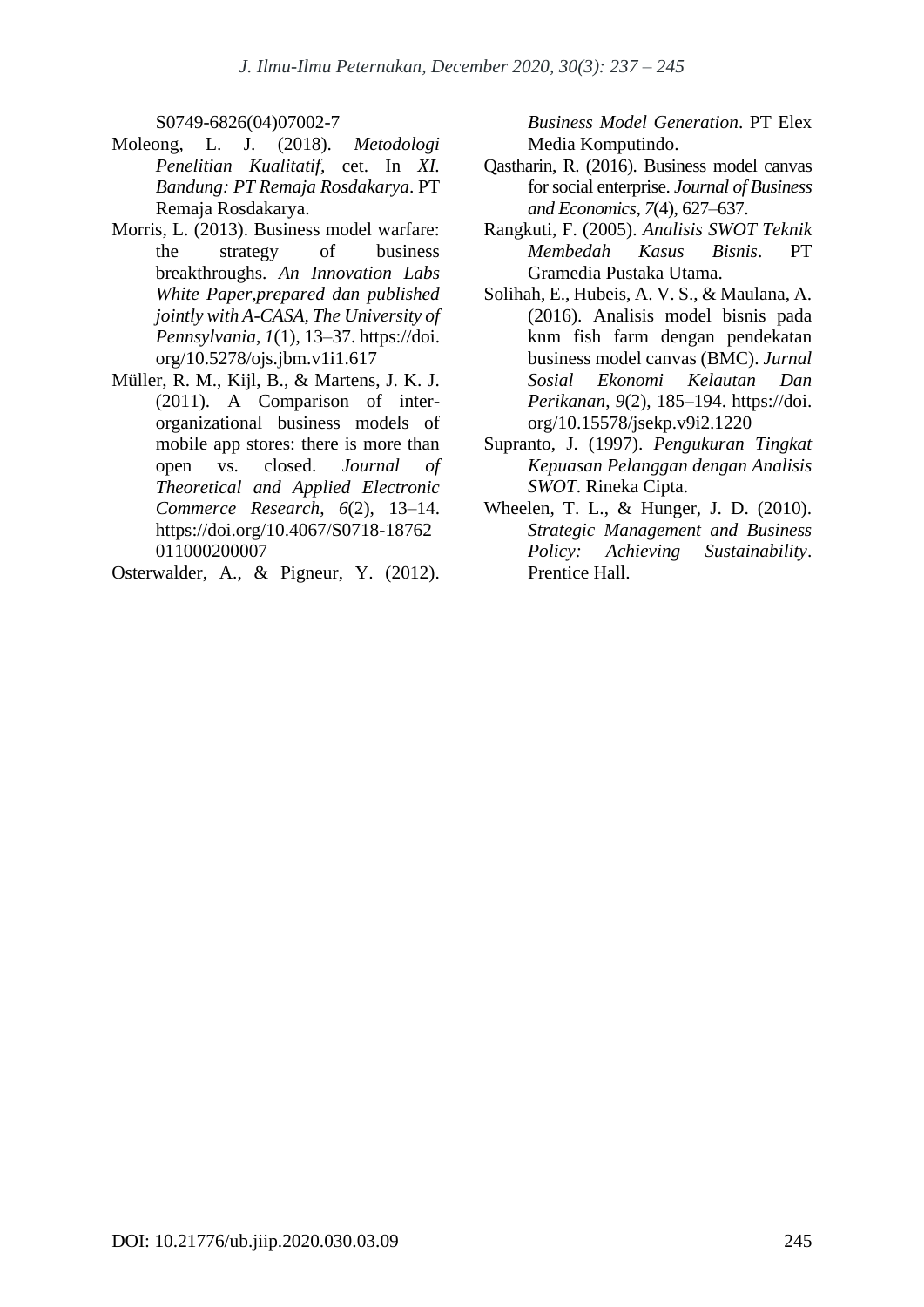S0749-6826(04)07002-7

Moleong, L. J. (2018). *Metodologi Penelitian Kualitatif*, cet. In *XI. Bandung: PT Remaja Rosdakarya*. PT Remaja Rosdakarya.

Morris, L. (2013). Business model warfare: the strategy of business breakthroughs. *An Innovation Labs White Paper,prepared dan published jointly with A-CASA, The University of Pennsylvania*, *1*(1), 13–37. https://doi.org/10.5278/ojs.jbm.v1i1.617

Müller, R. M., Kijl, B., & Martens, J. K. J. (2011). A Comparison of inter-organizational business models of mobile app stores: there is more than open vs. closed. *Journal of Theoretical and Applied Electronic Commerce Research*, *6*(2), 13–14. https://doi.org/10.4067/S0718-18762011000200007

Osterwalder, A., & Pigneur, Y. (2012). *Business Model Generation*. PT Elex Media Komputindo.

Qastharin, R. (2016). Business model canvas for social enterprise. *Journal of Business and Economics*, *7*(4), 627–637.

Rangkuti, F. (2005). *Analisis SWOT Teknik Membedah Kasus Bisnis*. PT Gramedia Pustaka Utama.

Solihah, E., Hubeis, A. V. S., & Maulana, A. (2016). Analisis model bisnis pada knm fish farm dengan pendekatan business model canvas (BMC). *Jurnal Sosial Ekonomi Kelautan Dan Perikanan*, *9*(2), 185–194. https://doi.org/10.15578/jsekp.v9i2.1220

Supranto, J. (1997). *Pengukuran Tingkat Kepuasan Pelanggan dengan Analisis SWOT*. Rineka Cipta.

Wheelen, T. L., & Hunger, J. D. (2010). *Strategic Management and Business Policy: Achieving Sustainability*. Prentice Hall.